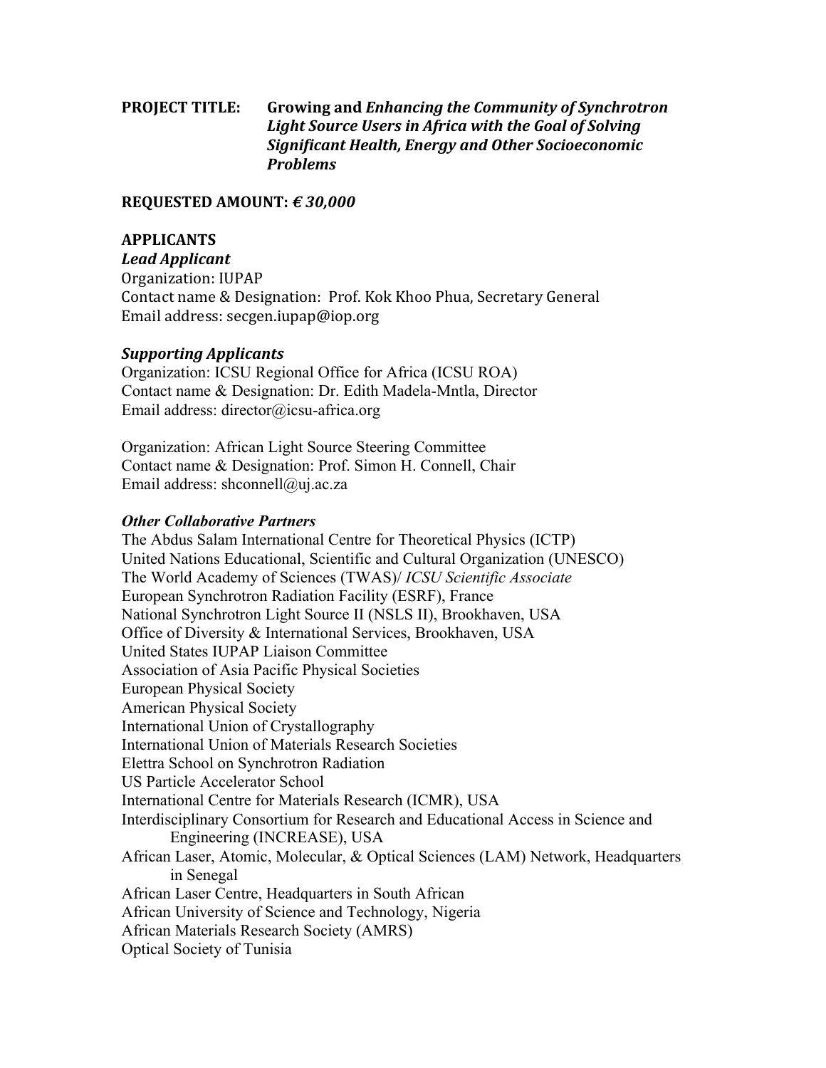**PROJECT TITLE: Growing and *Enhancing the Community of Synchrotron Light Source Users in Africa with the Goal of Solving Significant Health, Energy and Other Socioeconomic Problems***

**REQUESTED AMOUNT: *€ 30,000***

## APPLICANTS

### *Lead Applicant*

Organization: IUPAP
Contact name & Designation: Prof. Kok Khoo Phua, Secretary General
Email address: secgen.iupap@iop.org

### *Supporting Applicants*

Organization: ICSU Regional Office for Africa (ICSU ROA)
Contact name & Designation: Dr. Edith Madela-Mntla, Director
Email address: director@icsu-africa.org

Organization: African Light Source Steering Committee
Contact name & Designation: Prof. Simon H. Connell, Chair
Email address: shconnell@uj.ac.za

### *Other Collaborative Partners*

The Abdus Salam International Centre for Theoretical Physics (ICTP)
United Nations Educational, Scientific and Cultural Organization (UNESCO)
The World Academy of Sciences (TWAS)/ *ICSU Scientific Associate*
European Synchrotron Radiation Facility (ESRF), France
National Synchrotron Light Source II (NSLS II), Brookhaven, USA
Office of Diversity & International Services, Brookhaven, USA
United States IUPAP Liaison Committee
Association of Asia Pacific Physical Societies
European Physical Society
American Physical Society
International Union of Crystallography
International Union of Materials Research Societies
Elettra School on Synchrotron Radiation
US Particle Accelerator School
International Centre for Materials Research (ICMR), USA
Interdisciplinary Consortium for Research and Educational Access in Science and Engineering (INCREASE), USA
African Laser, Atomic, Molecular, & Optical Sciences (LAM) Network, Headquarters in Senegal
African Laser Centre, Headquarters in South African
African University of Science and Technology, Nigeria
African Materials Research Society (AMRS)
Optical Society of Tunisia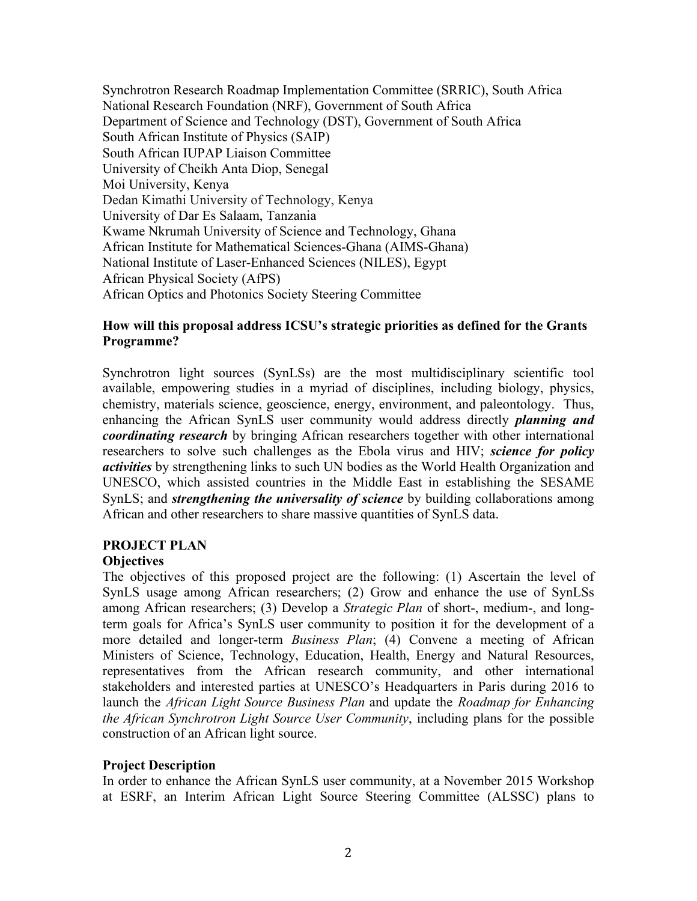Synchrotron Research Roadmap Implementation Committee (SRRIC), South Africa
National Research Foundation (NRF), Government of South Africa
Department of Science and Technology (DST), Government of South Africa
South African Institute of Physics (SAIP)
South African IUPAP Liaison Committee
University of Cheikh Anta Diop, Senegal
Moi University, Kenya
Dedan Kimathi University of Technology, Kenya
University of Dar Es Salaam, Tanzania
Kwame Nkrumah University of Science and Technology, Ghana
African Institute for Mathematical Sciences-Ghana (AIMS-Ghana)
National Institute of Laser-Enhanced Sciences (NILES), Egypt
African Physical Society (AfPS)
African Optics and Photonics Society Steering Committee

**How will this proposal address ICSU's strategic priorities as defined for the Grants Programme?**

Synchrotron light sources (SynLSs) are the most multidisciplinary scientific tool available, empowering studies in a myriad of disciplines, including biology, physics, chemistry, materials science, geoscience, energy, environment, and paleontology. Thus, enhancing the African SynLS user community would address directly ***planning and coordinating research*** by bringing African researchers together with other international researchers to solve such challenges as the Ebola virus and HIV; ***science for policy activities*** by strengthening links to such UN bodies as the World Health Organization and UNESCO, which assisted countries in the Middle East in establishing the SESAME SynLS; and ***strengthening the universality of science*** by building collaborations among African and other researchers to share massive quantities of SynLS data.

## PROJECT PLAN

### Objectives

The objectives of this proposed project are the following: (1) Ascertain the level of SynLS usage among African researchers; (2) Grow and enhance the use of SynLSs among African researchers; (3) Develop a *Strategic Plan* of short-, medium-, and long-term goals for Africa's SynLS user community to position it for the development of a more detailed and longer-term *Business Plan*; (4) Convene a meeting of African Ministers of Science, Technology, Education, Health, Energy and Natural Resources, representatives from the African research community, and other international stakeholders and interested parties at UNESCO's Headquarters in Paris during 2016 to launch the *African Light Source Business Plan* and update the *Roadmap for Enhancing the African Synchrotron Light Source User Community*, including plans for the possible construction of an African light source.

### Project Description

In order to enhance the African SynLS user community, at a November 2015 Workshop at ESRF, an Interim African Light Source Steering Committee (ALSSC) plans to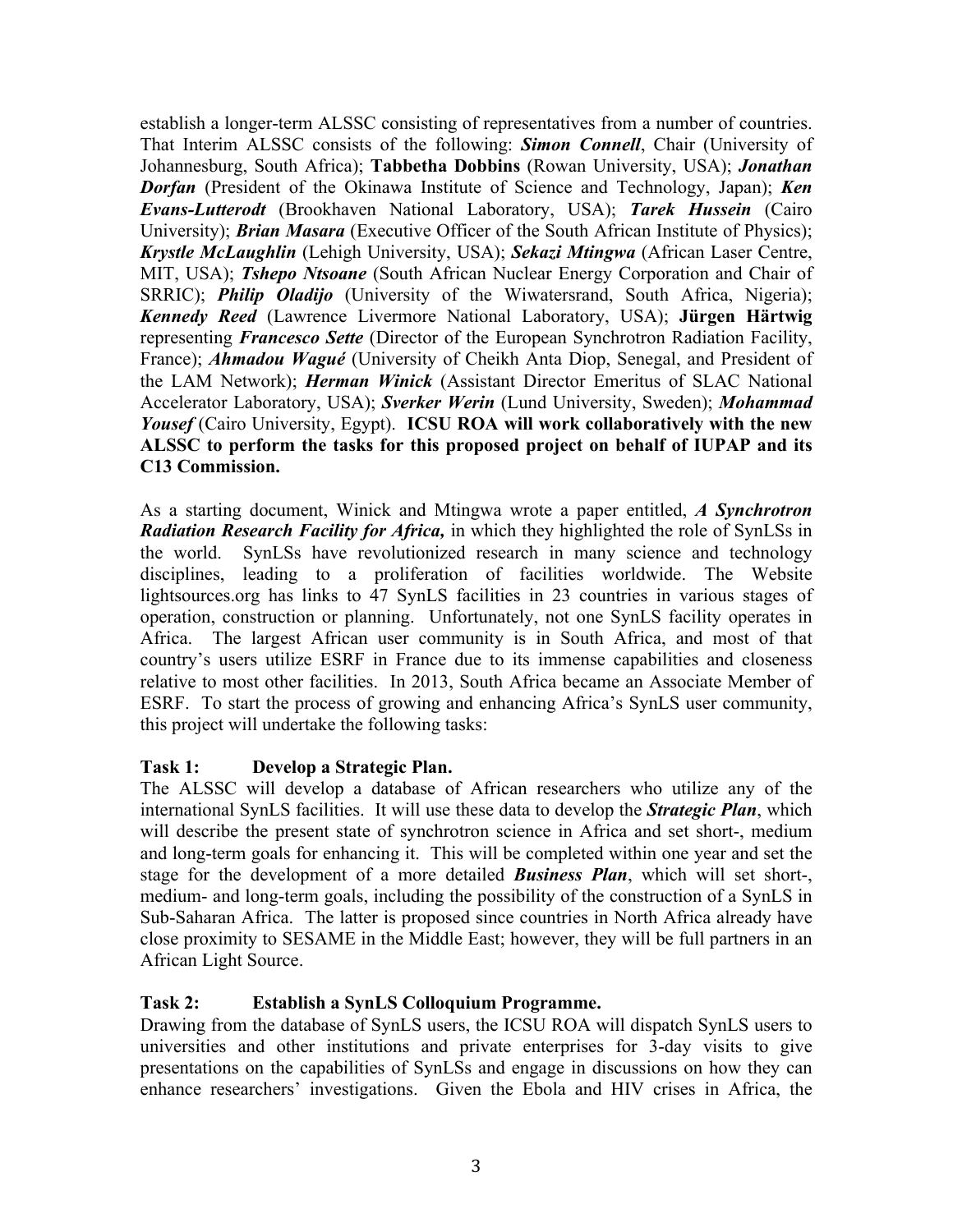establish a longer-term ALSSC consisting of representatives from a number of countries. That Interim ALSSC consists of the following: ***Simon Connell***, Chair (University of Johannesburg, South Africa); **Tabbetha Dobbins** (Rowan University, USA); ***Jonathan Dorfan*** (President of the Okinawa Institute of Science and Technology, Japan); ***Ken Evans-Lutterodt*** (Brookhaven National Laboratory, USA); ***Tarek Hussein*** (Cairo University); ***Brian Masara*** (Executive Officer of the South African Institute of Physics); ***Krystle McLaughlin*** (Lehigh University, USA); ***Sekazi Mtingwa*** (African Laser Centre, MIT, USA); ***Tshepo Ntsoane*** (South African Nuclear Energy Corporation and Chair of SRRIC); ***Philip Oladijo*** (University of the Wiwatersrand, South Africa, Nigeria); ***Kennedy Reed*** (Lawrence Livermore National Laboratory, USA); **Jürgen Härtwig** representing ***Francesco Sette*** (Director of the European Synchrotron Radiation Facility, France); ***Ahmadou Wagué*** (University of Cheikh Anta Diop, Senegal, and President of the LAM Network); ***Herman Winick*** (Assistant Director Emeritus of SLAC National Accelerator Laboratory, USA); ***Sverker Werin*** (Lund University, Sweden); ***Mohammad Yousef*** (Cairo University, Egypt). **ICSU ROA will work collaboratively with the new ALSSC to perform the tasks for this proposed project on behalf of IUPAP and its C13 Commission.**

As a starting document, Winick and Mtingwa wrote a paper entitled, ***A Synchrotron Radiation Research Facility for Africa,*** in which they highlighted the role of SynLSs in the world. SynLSs have revolutionized research in many science and technology disciplines, leading to a proliferation of facilities worldwide. The Website lightsources.org has links to 47 SynLS facilities in 23 countries in various stages of operation, construction or planning. Unfortunately, not one SynLS facility operates in Africa. The largest African user community is in South Africa, and most of that country's users utilize ESRF in France due to its immense capabilities and closeness relative to most other facilities. In 2013, South Africa became an Associate Member of ESRF. To start the process of growing and enhancing Africa's SynLS user community, this project will undertake the following tasks:

**Task 1: Develop a Strategic Plan.**

The ALSSC will develop a database of African researchers who utilize any of the international SynLS facilities. It will use these data to develop the ***Strategic Plan***, which will describe the present state of synchrotron science in Africa and set short-, medium and long-term goals for enhancing it. This will be completed within one year and set the stage for the development of a more detailed ***Business Plan***, which will set short-, medium- and long-term goals, including the possibility of the construction of a SynLS in Sub-Saharan Africa. The latter is proposed since countries in North Africa already have close proximity to SESAME in the Middle East; however, they will be full partners in an African Light Source.

**Task 2: Establish a SynLS Colloquium Programme.**

Drawing from the database of SynLS users, the ICSU ROA will dispatch SynLS users to universities and other institutions and private enterprises for 3-day visits to give presentations on the capabilities of SynLSs and engage in discussions on how they can enhance researchers' investigations. Given the Ebola and HIV crises in Africa, the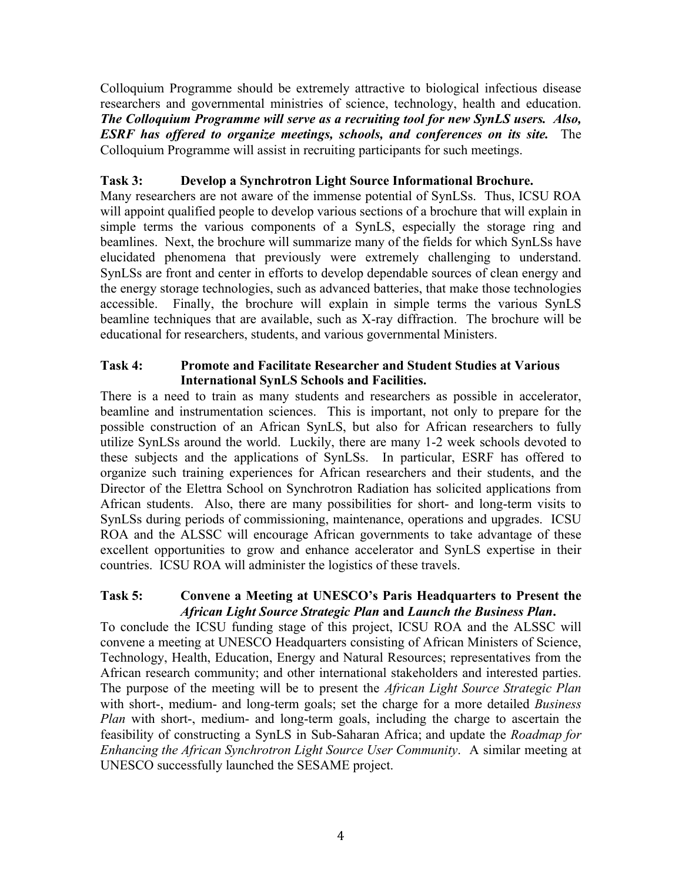Colloquium Programme should be extremely attractive to biological infectious disease researchers and governmental ministries of science, technology, health and education. ***The Colloquium Programme will serve as a recruiting tool for new SynLS users. Also, ESRF has offered to organize meetings, schools, and conferences on its site.*** The Colloquium Programme will assist in recruiting participants for such meetings.

**Task 3: Develop a Synchrotron Light Source Informational Brochure.**

Many researchers are not aware of the immense potential of SynLSs. Thus, ICSU ROA will appoint qualified people to develop various sections of a brochure that will explain in simple terms the various components of a SynLS, especially the storage ring and beamlines. Next, the brochure will summarize many of the fields for which SynLSs have elucidated phenomena that previously were extremely challenging to understand. SynLSs are front and center in efforts to develop dependable sources of clean energy and the energy storage technologies, such as advanced batteries, that make those technologies accessible. Finally, the brochure will explain in simple terms the various SynLS beamline techniques that are available, such as X-ray diffraction. The brochure will be educational for researchers, students, and various governmental Ministers.

**Task 4: Promote and Facilitate Researcher and Student Studies at Various International SynLS Schools and Facilities.**

There is a need to train as many students and researchers as possible in accelerator, beamline and instrumentation sciences. This is important, not only to prepare for the possible construction of an African SynLS, but also for African researchers to fully utilize SynLSs around the world. Luckily, there are many 1-2 week schools devoted to these subjects and the applications of SynLSs. In particular, ESRF has offered to organize such training experiences for African researchers and their students, and the Director of the Elettra School on Synchrotron Radiation has solicited applications from African students. Also, there are many possibilities for short- and long-term visits to SynLSs during periods of commissioning, maintenance, operations and upgrades. ICSU ROA and the ALSSC will encourage African governments to take advantage of these excellent opportunities to grow and enhance accelerator and SynLS expertise in their countries. ICSU ROA will administer the logistics of these travels.

**Task 5: Convene a Meeting at UNESCO's Paris Headquarters to Present the *African Light Source Strategic Plan* and *Launch the Business Plan*.**

To conclude the ICSU funding stage of this project, ICSU ROA and the ALSSC will convene a meeting at UNESCO Headquarters consisting of African Ministers of Science, Technology, Health, Education, Energy and Natural Resources; representatives from the African research community; and other international stakeholders and interested parties. The purpose of the meeting will be to present the *African Light Source Strategic Plan* with short-, medium- and long-term goals; set the charge for a more detailed *Business Plan* with short-, medium- and long-term goals, including the charge to ascertain the feasibility of constructing a SynLS in Sub-Saharan Africa; and update the *Roadmap for Enhancing the African Synchrotron Light Source User Community*. A similar meeting at UNESCO successfully launched the SESAME project.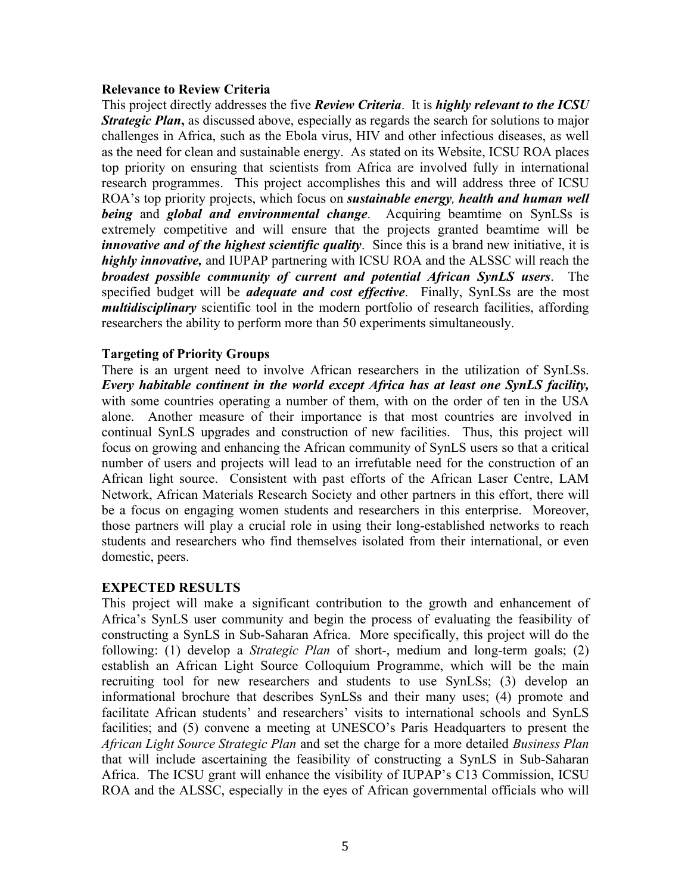**Relevance to Review Criteria**

This project directly addresses the five ***Review Criteria***. It is ***highly relevant to the ICSU Strategic Plan*****,** as discussed above, especially as regards the search for solutions to major challenges in Africa, such as the Ebola virus, HIV and other infectious diseases, as well as the need for clean and sustainable energy. As stated on its Website, ICSU ROA places top priority on ensuring that scientists from Africa are involved fully in international research programmes. This project accomplishes this and will address three of ICSU ROA's top priority projects, which focus on ***sustainable energy*****,** ***health and human well being*** and ***global and environmental change***. Acquiring beamtime on SynLSs is extremely competitive and will ensure that the projects granted beamtime will be ***innovative and of the highest scientific quality***. Since this is a brand new initiative, it is ***highly innovative,*** and IUPAP partnering with ICSU ROA and the ALSSC will reach the ***broadest possible community of current and potential African SynLS users***. The specified budget will be ***adequate and cost effective***. Finally, SynLSs are the most ***multidisciplinary*** scientific tool in the modern portfolio of research facilities, affording researchers the ability to perform more than 50 experiments simultaneously.

**Targeting of Priority Groups**

There is an urgent need to involve African researchers in the utilization of SynLSs. ***Every habitable continent in the world except Africa has at least one SynLS facility,*** with some countries operating a number of them, with on the order of ten in the USA alone. Another measure of their importance is that most countries are involved in continual SynLS upgrades and construction of new facilities. Thus, this project will focus on growing and enhancing the African community of SynLS users so that a critical number of users and projects will lead to an irrefutable need for the construction of an African light source. Consistent with past efforts of the African Laser Centre, LAM Network, African Materials Research Society and other partners in this effort, there will be a focus on engaging women students and researchers in this enterprise. Moreover, those partners will play a crucial role in using their long-established networks to reach students and researchers who find themselves isolated from their international, or even domestic, peers.

**EXPECTED RESULTS**

This project will make a significant contribution to the growth and enhancement of Africa's SynLS user community and begin the process of evaluating the feasibility of constructing a SynLS in Sub-Saharan Africa. More specifically, this project will do the following: (1) develop a *Strategic Plan* of short-, medium and long-term goals; (2) establish an African Light Source Colloquium Programme, which will be the main recruiting tool for new researchers and students to use SynLSs; (3) develop an informational brochure that describes SynLSs and their many uses; (4) promote and facilitate African students' and researchers' visits to international schools and SynLS facilities; and (5) convene a meeting at UNESCO's Paris Headquarters to present the *African Light Source Strategic Plan* and set the charge for a more detailed *Business Plan* that will include ascertaining the feasibility of constructing a SynLS in Sub-Saharan Africa. The ICSU grant will enhance the visibility of IUPAP's C13 Commission, ICSU ROA and the ALSSC, especially in the eyes of African governmental officials who will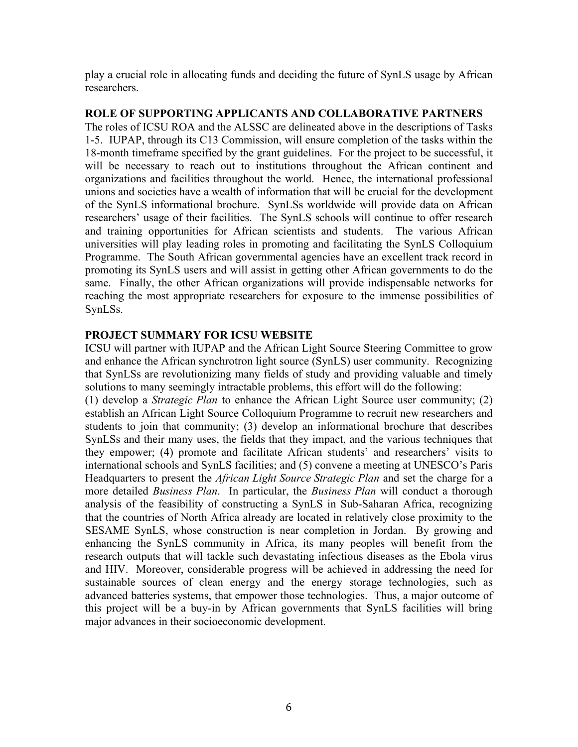play a crucial role in allocating funds and deciding the future of SynLS usage by African researchers.

**ROLE OF SUPPORTING APPLICANTS AND COLLABORATIVE PARTNERS**

The roles of ICSU ROA and the ALSSC are delineated above in the descriptions of Tasks 1-5. IUPAP, through its C13 Commission, will ensure completion of the tasks within the 18-month timeframe specified by the grant guidelines. For the project to be successful, it will be necessary to reach out to institutions throughout the African continent and organizations and facilities throughout the world. Hence, the international professional unions and societies have a wealth of information that will be crucial for the development of the SynLS informational brochure. SynLSs worldwide will provide data on African researchers' usage of their facilities. The SynLS schools will continue to offer research and training opportunities for African scientists and students. The various African universities will play leading roles in promoting and facilitating the SynLS Colloquium Programme. The South African governmental agencies have an excellent track record in promoting its SynLS users and will assist in getting other African governments to do the same. Finally, the other African organizations will provide indispensable networks for reaching the most appropriate researchers for exposure to the immense possibilities of SynLSs.

**PROJECT SUMMARY FOR ICSU WEBSITE**

ICSU will partner with IUPAP and the African Light Source Steering Committee to grow and enhance the African synchrotron light source (SynLS) user community. Recognizing that SynLSs are revolutionizing many fields of study and providing valuable and timely solutions to many seemingly intractable problems, this effort will do the following: (1) develop a *Strategic Plan* to enhance the African Light Source user community; (2) establish an African Light Source Colloquium Programme to recruit new researchers and students to join that community; (3) develop an informational brochure that describes SynLSs and their many uses, the fields that they impact, and the various techniques that they empower; (4) promote and facilitate African students' and researchers' visits to international schools and SynLS facilities; and (5) convene a meeting at UNESCO's Paris Headquarters to present the *African Light Source Strategic Plan* and set the charge for a more detailed *Business Plan*. In particular, the *Business Plan* will conduct a thorough analysis of the feasibility of constructing a SynLS in Sub-Saharan Africa, recognizing that the countries of North Africa already are located in relatively close proximity to the SESAME SynLS, whose construction is near completion in Jordan. By growing and enhancing the SynLS community in Africa, its many peoples will benefit from the research outputs that will tackle such devastating infectious diseases as the Ebola virus and HIV. Moreover, considerable progress will be achieved in addressing the need for sustainable sources of clean energy and the energy storage technologies, such as advanced batteries systems, that empower those technologies. Thus, a major outcome of this project will be a buy-in by African governments that SynLS facilities will bring major advances in their socioeconomic development.